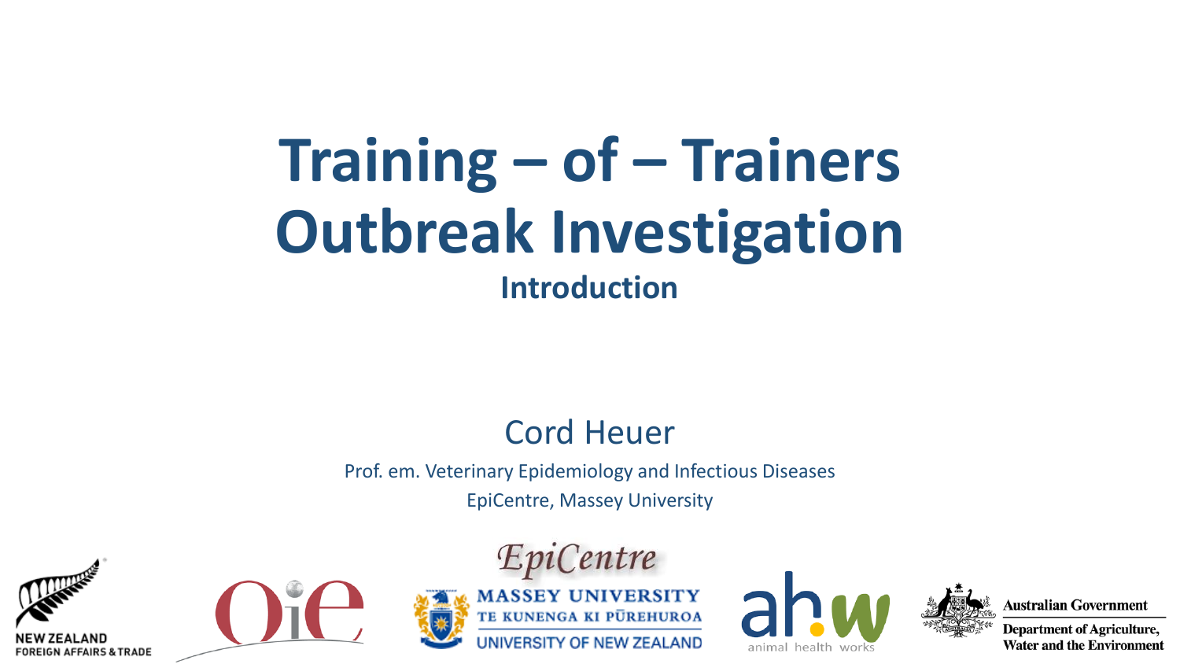# Training – of – Trainers Outbreak Investigation

## Introduction

Cord Heuer

Prof. em. Veterinary Epidemiology and Infectious Diseases

EpiCentre, Massey University

NEW ZEALAND FOREIGN AFFAIRS & TRADE

EpiCentre

MASSEY UNIVERSITY TE KUNENGA KI PŪREHUROA UNIVERSITY OF NEW ZEALAND

animal health works

Australian Government
Department of Agriculture, Water and the Environment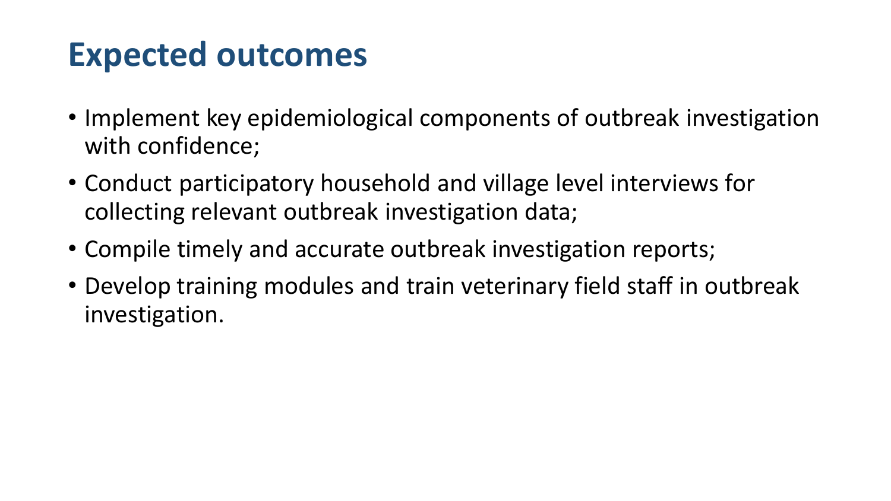# Expected outcomes

- Implement key epidemiological components of outbreak investigation with confidence;
- Conduct participatory household and village level interviews for collecting relevant outbreak investigation data;
- Compile timely and accurate outbreak investigation reports;
- Develop training modules and train veterinary field staff in outbreak investigation.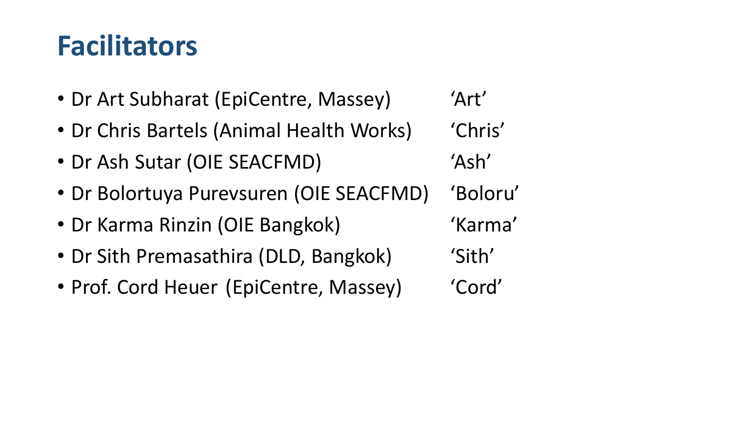# Facilitators

- Dr Art Subharat (EpiCentre, Massey) ‘Art’
- Dr Chris Bartels (Animal Health Works) ‘Chris’
- Dr Ash Sutar (OIE SEACFMD) ‘Ash’
- Dr Bolortuya Purevsuren (OIE SEACFMD) ‘Boloru’
- Dr Karma Rinzin (OIE Bangkok) ‘Karma’
- Dr Sith Premasathira (DLD, Bangkok) ‘Sith’
- Prof. Cord Heuer (EpiCentre, Massey) ‘Cord’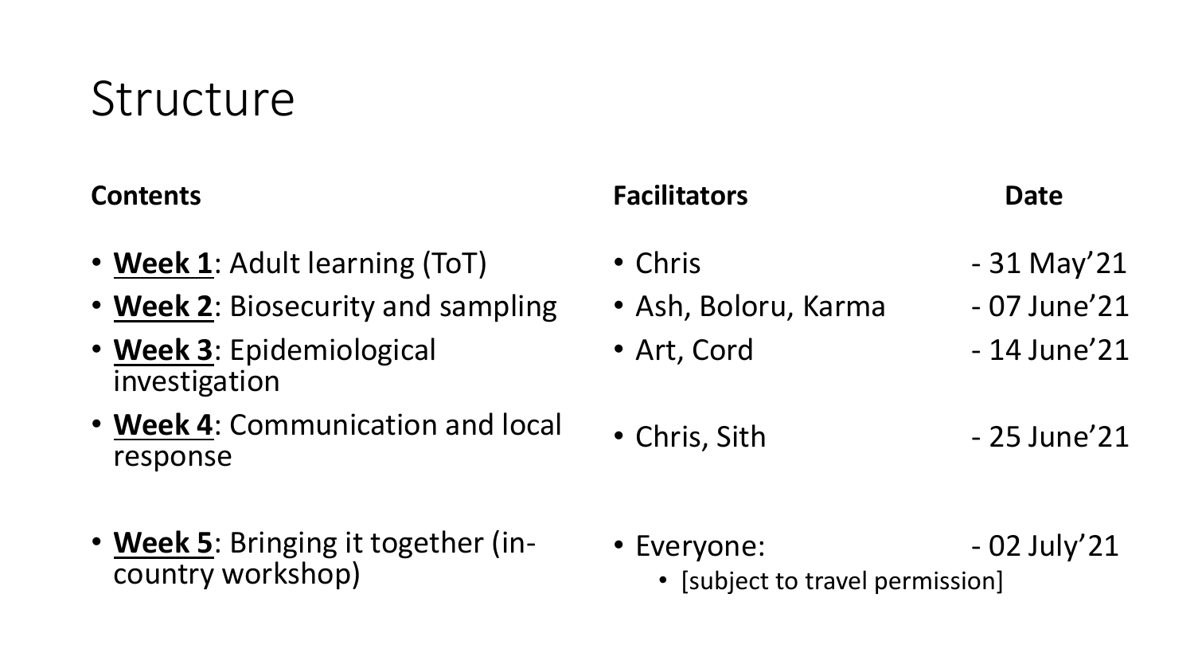# Structure

| Contents | Facilitators | Date |
| --- | --- | --- |
| **Week 1**: Adult learning (ToT) | Chris | - 31 May'21 |
| **Week 2**: Biosecurity and sampling | Ash, Boloru, Karma | - 07 June'21 |
| **Week 3**: Epidemiological investigation | Art, Cord | - 14 June'21 |
| **Week 4**: Communication and local response | Chris, Sith | - 25 June'21 |
| **Week 5**: Bringing it together (in-country workshop) | Everyone: [subject to travel permission] | - 02 July'21 |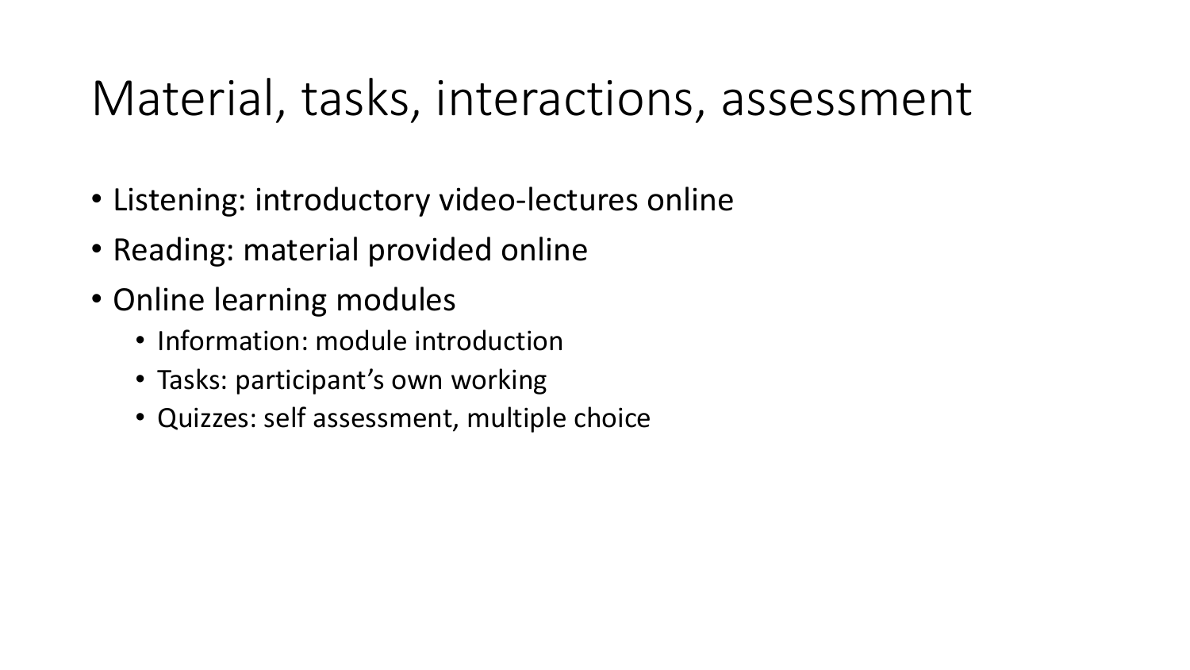# Material, tasks, interactions, assessment

- Listening: introductory video-lectures online
- Reading: material provided online
- Online learning modules
  - Information: module introduction
  - Tasks: participant's own working
  - Quizzes: self assessment, multiple choice